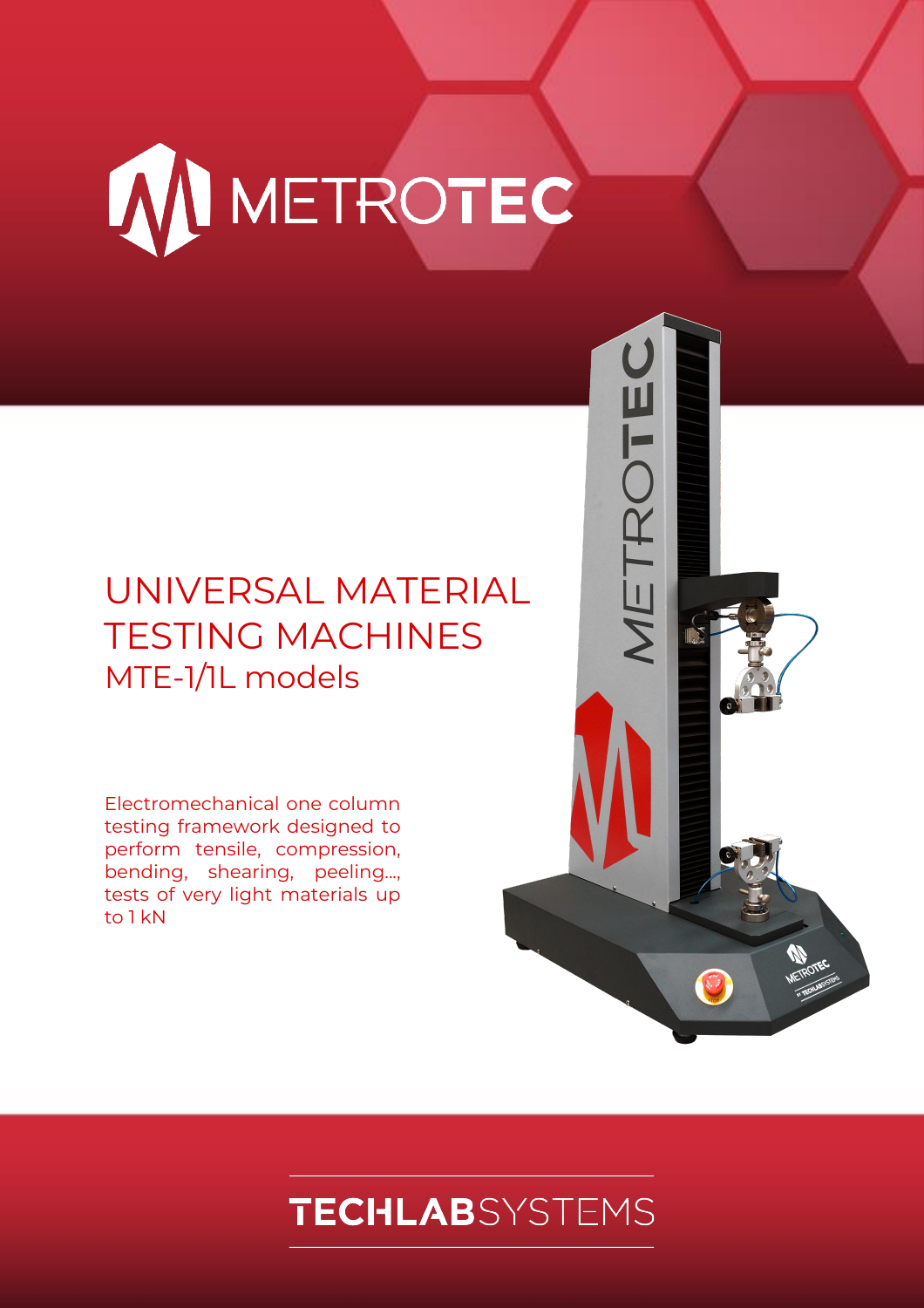# METROTEC

## UNIVERSAL MATERIAL TESTING MACHINES

### MTE-1/1L models

Electromechanical one column testing framework designed to perform tensile, compression, bending, shearing, peeling..., tests of very light materials up to 1 kN

TECHLABSYSTEMS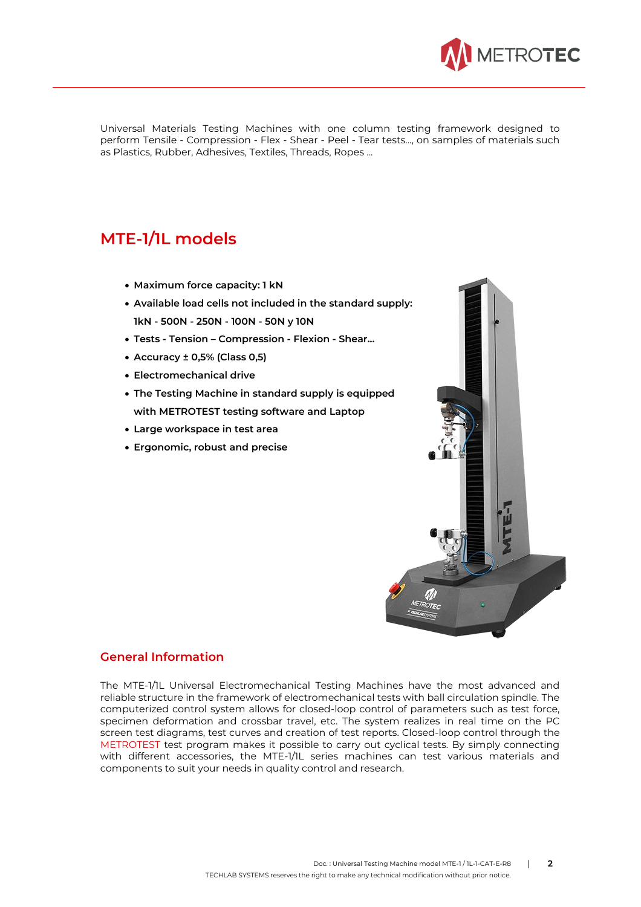Universal Materials Testing Machines with one column testing framework designed to perform Tensile - Compression - Flex - Shear - Peel - Tear tests..., on samples of materials such as Plastics, Rubber, Adhesives, Textiles, Threads, Ropes ...

## MTE-1/1L models

- **Maximum force capacity: 1 kN**
- **Available load cells not included in the standard supply: 1kN - 500N - 250N - 100N - 50N y 10N**
- **Tests - Tension – Compression - Flexion - Shear...**
- **Accuracy ± 0,5% (Class 0,5)**
- **Electromechanical drive**
- **The Testing Machine in standard supply is equipped with METROTEST testing software and Laptop**
- **Large workspace in test area**
- **Ergonomic, robust and precise**

### General Information

The MTE-1/1L Universal Electromechanical Testing Machines have the most advanced and reliable structure in the framework of electromechanical tests with ball circulation spindle. The computerized control system allows for closed-loop control of parameters such as test force, specimen deformation and crossbar travel, etc. The system realizes in real time on the PC screen test diagrams, test curves and creation of test reports. Closed-loop control through the METROTEST test program makes it possible to carry out cyclical tests. By simply connecting with different accessories, the MTE-1/1L series machines can test various materials and components to suit your needs in quality control and research.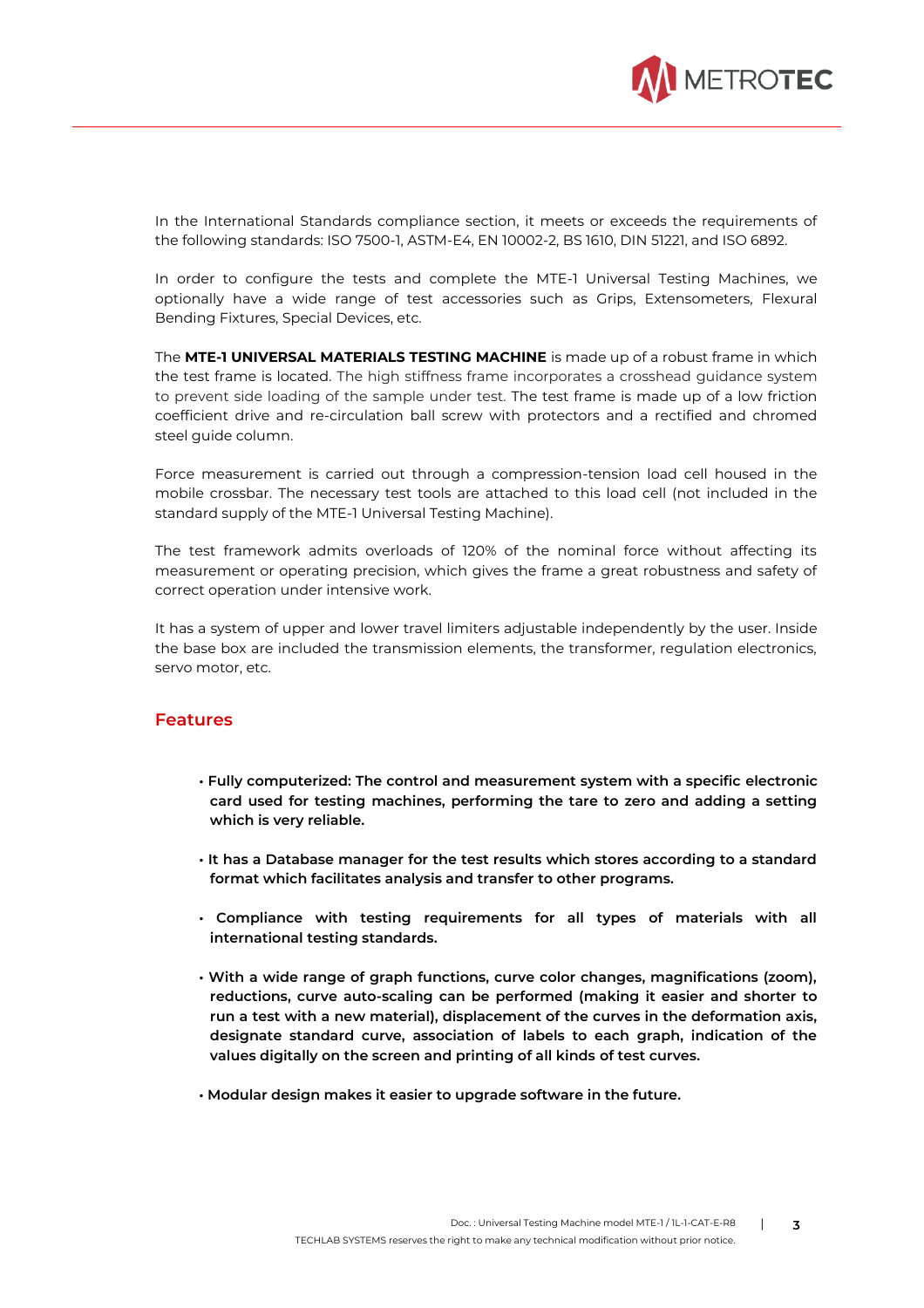In the International Standards compliance section, it meets or exceeds the requirements of the following standards: ISO 7500-1, ASTM-E4, EN 10002-2, BS 1610, DIN 51221, and ISO 6892.

In order to configure the tests and complete the MTE-1 Universal Testing Machines, we optionally have a wide range of test accessories such as Grips, Extensometers, Flexural Bending Fixtures, Special Devices, etc.

The **MTE-1 UNIVERSAL MATERIALS TESTING MACHINE** is made up of a robust frame in which the test frame is located. The high stiffness frame incorporates a crosshead guidance system to prevent side loading of the sample under test. The test frame is made up of a low friction coefficient drive and re-circulation ball screw with protectors and a rectified and chromed steel guide column.

Force measurement is carried out through a compression-tension load cell housed in the mobile crossbar. The necessary test tools are attached to this load cell (not included in the standard supply of the MTE-1 Universal Testing Machine).

The test framework admits overloads of 120% of the nominal force without affecting its measurement or operating precision, which gives the frame a great robustness and safety of correct operation under intensive work.

It has a system of upper and lower travel limiters adjustable independently by the user. Inside the base box are included the transmission elements, the transformer, regulation electronics, servo motor, etc.

## Features

- **Fully computerized: The control and measurement system with a specific electronic card used for testing machines, performing the tare to zero and adding a setting which is very reliable.**

- **It has a Database manager for the test results which stores according to a standard format which facilitates analysis and transfer to other programs.**

- **Compliance with testing requirements for all types of materials with all international testing standards.**

- **With a wide range of graph functions, curve color changes, magnifications (zoom), reductions, curve auto-scaling can be performed (making it easier and shorter to run a test with a new material), displacement of the curves in the deformation axis, designate standard curve, association of labels to each graph, indication of the values digitally on the screen and printing of all kinds of test curves.**

- **Modular design makes it easier to upgrade software in the future.**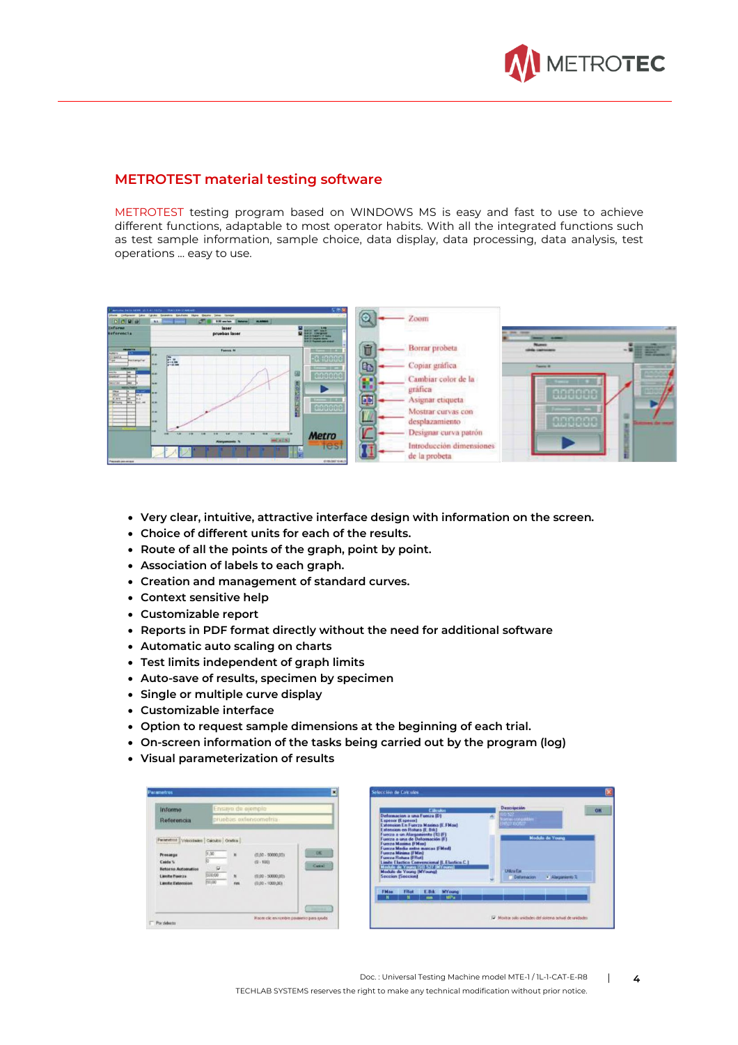## METROTEST material testing software

METROTEST testing program based on WINDOWS MS is easy and fast to use to achieve different functions, adaptable to most operator habits. With all the integrated functions such as test sample information, sample choice, data display, data processing, data analysis, test operations ... easy to use.

- Very clear, intuitive, attractive interface design with information on the screen.
- Choice of different units for each of the results.
- Route of all the points of the graph, point by point.
- Association of labels to each graph.
- Creation and management of standard curves.
- Context sensitive help
- Customizable report
- Reports in PDF format directly without the need for additional software
- Automatic auto scaling on charts
- Test limits independent of graph limits
- Auto-save of results, specimen by specimen
- Single or multiple curve display
- Customizable interface
- Option to request sample dimensions at the beginning of each trial.
- On-screen information of the tasks being carried out by the program (log)
- Visual parameterization of results

Doc.: Universal Testing Machine model MTE-1 / 1L-1-CAT-E-R8

TECHLAB SYSTEMS reserves the right to make any technical modification without prior notice.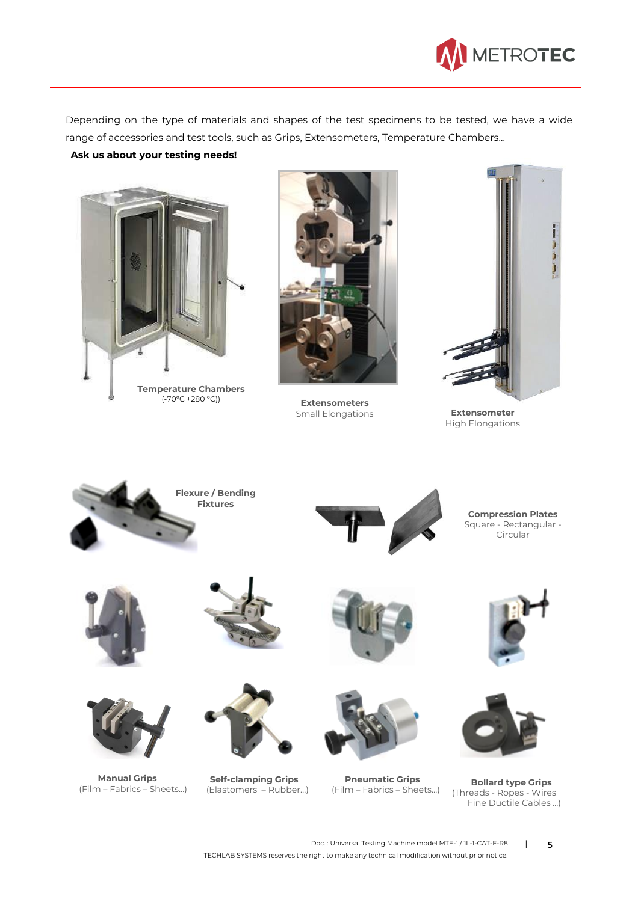Depending on the type of materials and shapes of the test specimens to be tested, we have a wide range of accessories and test tools, such as Grips, Extensometers, Temperature Chambers...

**Ask us about your testing needs!**

**Temperature Chambers**
(-70°C +280 °C))

**Extensometers**
Small Elongations

**Extensometer**
High Elongations

**Flexure / Bending Fixtures**

**Compression Plates**
Square - Rectangular - Circular

**Manual Grips**
(Film – Fabrics – Sheets...)

**Self-clamping Grips**
(Elastomers – Rubber...)

**Pneumatic Grips**
(Film – Fabrics – Sheets...)

**Bollard type Grips**
(Threads - Ropes - Wires Fine Ductile Cables ...)

Doc. : Universal Testing Machine model MTE-1 / 1L-1-CAT-E-R8

TECHLAB SYSTEMS reserves the right to make any technical modification without prior notice.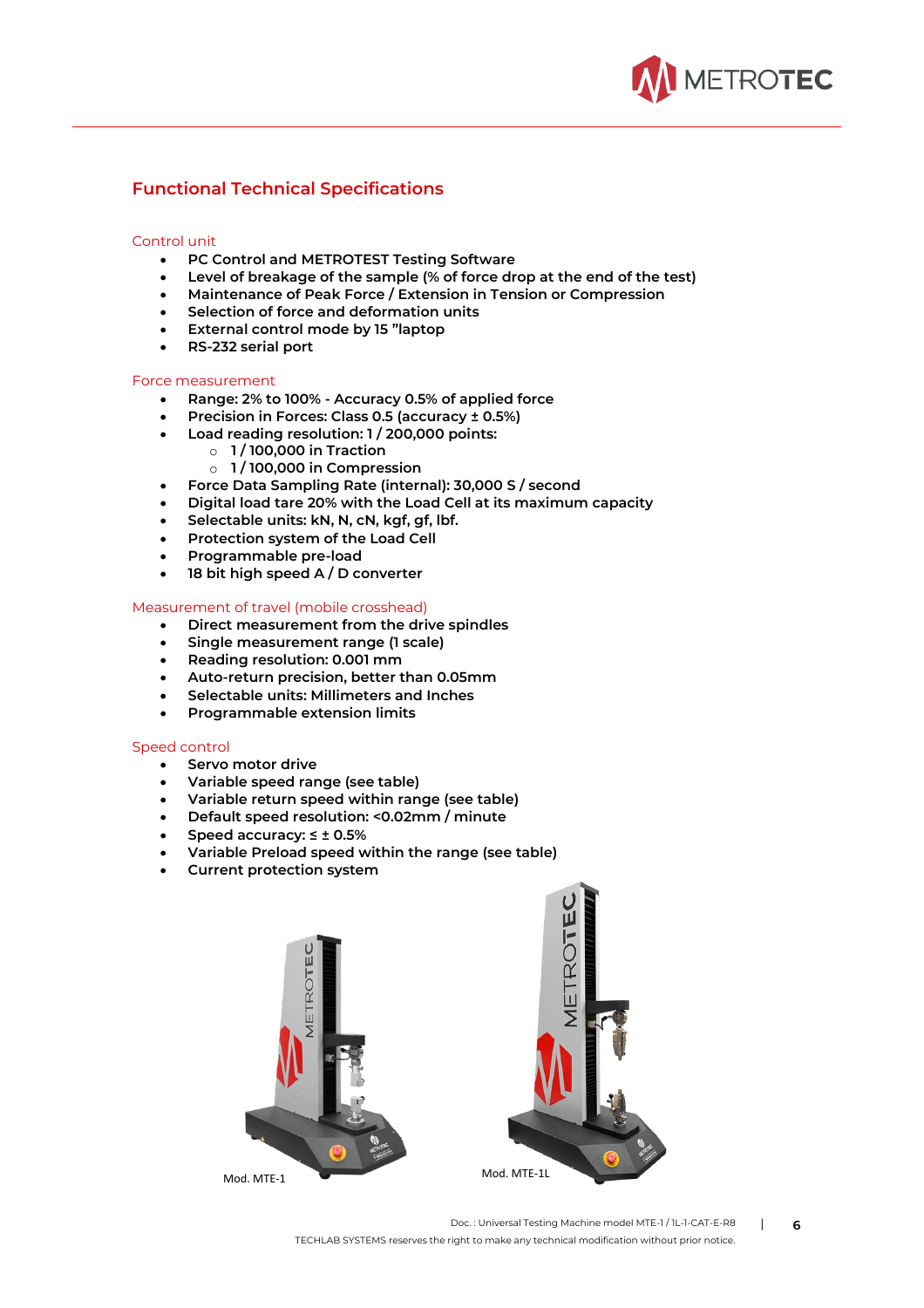## Functional Technical Specifications

### Control unit

- PC Control and METROTEST Testing Software
- Level of breakage of the sample (% of force drop at the end of the test)
- Maintenance of Peak Force / Extension in Tension or Compression
- Selection of force and deformation units
- External control mode by 15 "laptop
- RS-232 serial port

### Force measurement

- Range: 2% to 100% - Accuracy 0.5% of applied force
- Precision in Forces: Class 0.5 (accuracy ± 0.5%)
- Load reading resolution: 1 / 200,000 points:
  - 1 / 100,000 in Traction
  - 1 / 100,000 in Compression
- Force Data Sampling Rate (internal): 30,000 S / second
- Digital load tare 20% with the Load Cell at its maximum capacity
- Selectable units: kN, N, cN, kgf, gf, lbf.
- Protection system of the Load Cell
- Programmable pre-load
- 18 bit high speed A / D converter

### Measurement of travel (mobile crosshead)

- Direct measurement from the drive spindles
- Single measurement range (1 scale)
- Reading resolution: 0.001 mm
- Auto-return precision, better than 0.05mm
- Selectable units: Millimeters and Inches
- Programmable extension limits

### Speed control

- Servo motor drive
- Variable speed range (see table)
- Variable return speed within range (see table)
- Default speed resolution: <0.02mm / minute
- Speed accuracy: ≤ ± 0.5%
- Variable Preload speed within the range (see table)
- Current protection system

Mod. MTE-1

Mod. MTE-1L

Doc.: Universal Testing Machine model MTE-1 / 1L-1-CAT-E-R8

TECHLAB SYSTEMS reserves the right to make any technical modification without prior notice.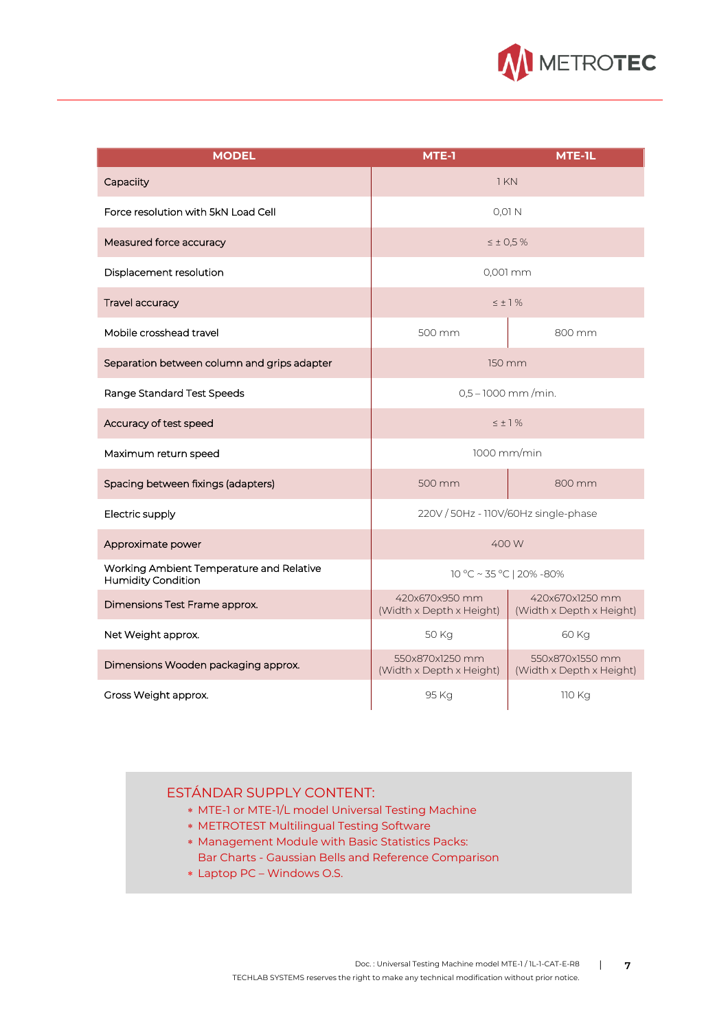| MODEL | MTE-1 | MTE-1L |
|---|---|---|
| Capaciity | 1 KN | |
| Force resolution with 5kN Load Cell | 0,01 N | |
| Measured force accuracy | ≤ ± 0,5 % | |
| Displacement resolution | 0,001 mm | |
| Travel accuracy | ≤ ± 1 % | |
| Mobile crosshead travel | 500 mm | 800 mm |
| Separation between column and grips adapter | 150 mm | |
| Range Standard Test Speeds | 0,5 – 1000 mm /min. | |
| Accuracy of test speed | ≤ ± 1 % | |
| Maximum return speed | 1000 mm/min | |
| Spacing between fixings (adapters) | 500 mm | 800 mm |
| Electric supply | 220V / 50Hz - 110V/60Hz single-phase | |
| Approximate power | 400 W | |
| Working Ambient Temperature and Relative Humidity Condition | 10 °C ~ 35 °C \| 20% -80% | |
| Dimensions Test Frame approx. | 420x670x950 mm (Width x Depth x Height) | 420x670x1250 mm (Width x Depth x Height) |
| Net Weight approx. | 50 Kg | 60 Kg |
| Dimensions Wooden packaging approx. | 550x870x1250 mm (Width x Depth x Height) | 550x870x1550 mm (Width x Depth x Height) |
| Gross Weight approx. | 95 Kg | 110 Kg |

## ESTÁNDAR SUPPLY CONTENT:

- MTE-1 or MTE-1/L model Universal Testing Machine
- METROTEST Multilingual Testing Software
- Management Module with Basic Statistics Packs: Bar Charts - Gaussian Bells and Reference Comparison
- Laptop PC – Windows O.S.

Doc.: Universal Testing Machine model MTE-1 / 1L-1-CAT-E-R8

TECHLAB SYSTEMS reserves the right to make any technical modification without prior notice.